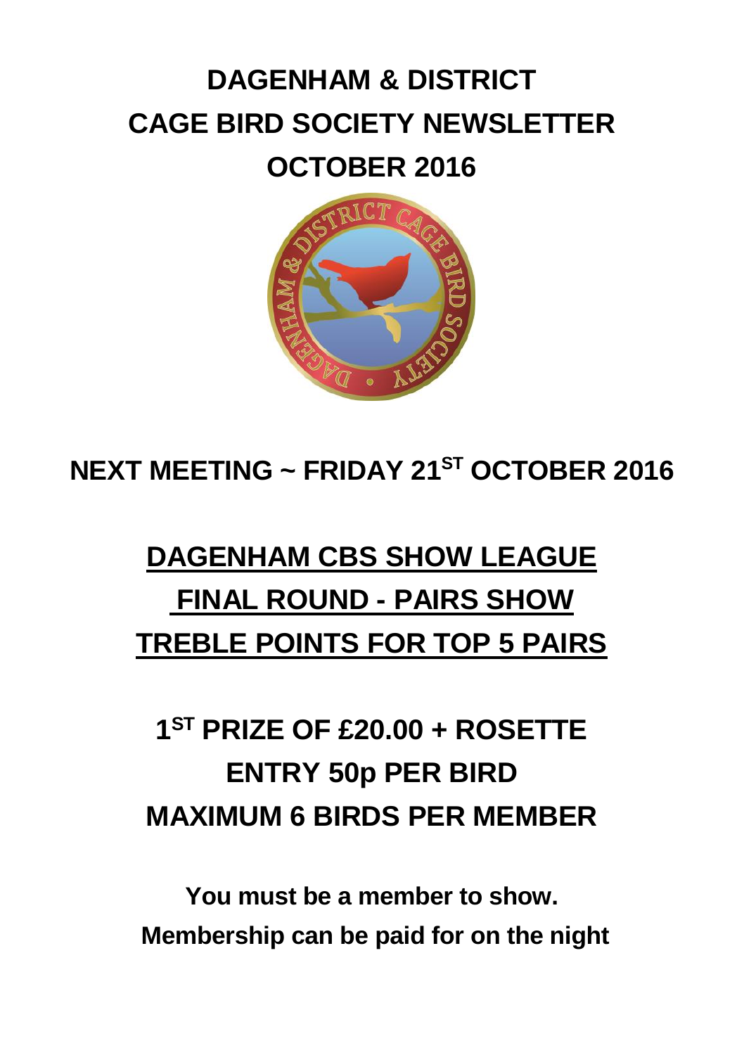# DAGENHAM & DISTRICT CAGE BIRD SOCIETY NEWSLETTER OCTOBER 2016

## NEXT MEETING ~ FRIDAY 21ST OCTOBER 2016

## DAGENHAM CBS SHOW LEAGUE FINAL ROUND - PAIRS SHOW TREBLE POINTS FOR TOP 5 PAIRS

## 1ST PRIZE OF £20.00 + ROSETTE
## ENTRY 50p PER BIRD
## MAXIMUM 6 BIRDS PER MEMBER

**You must be a member to show.**
**Membership can be paid for on the night**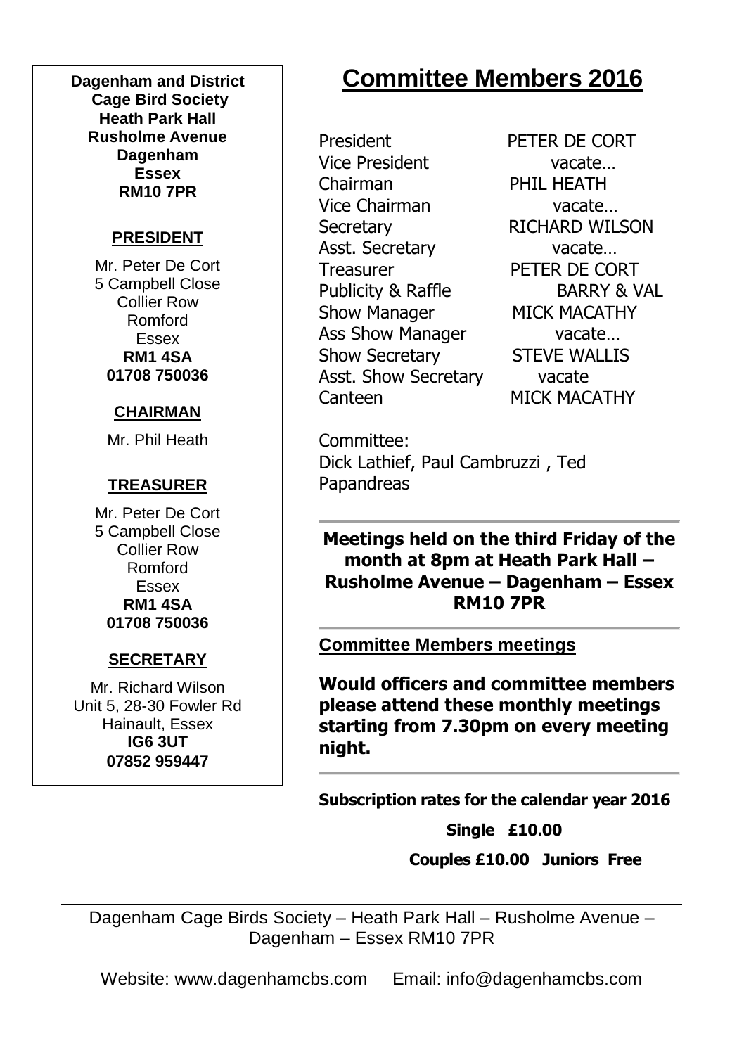**Dagenham and District Cage Bird Society**
**Heath Park Hall**
**Rusholme Avenue**
**Dagenham**
**Essex**
**RM10 7PR**

**PRESIDENT**

Mr. Peter De Cort
5 Campbell Close
Collier Row
Romford
Essex
**RM1 4SA**
**01708 750036**

**CHAIRMAN**

Mr. Phil Heath

**TREASURER**

Mr. Peter De Cort
5 Campbell Close
Collier Row
Romford
Essex
**RM1 4SA**
**01708 750036**

**SECRETARY**

Mr. Richard Wilson
Unit 5, 28-30 Fowler Rd
Hainault, Essex
**IG6 3UT**
**07852 959447**

# Committee Members 2016

| | |
|---|---|
| President | PETER DE CORT |
| Vice President | vacate… |
| Chairman | PHIL HEATH |
| Vice Chairman | vacate… |
| Secretary | RICHARD WILSON |
| Asst. Secretary | vacate… |
| Treasurer | PETER DE CORT |
| Publicity & Raffle | BARRY & VAL |
| Show Manager | MICK MACATHY |
| Ass Show Manager | vacate… |
| Show Secretary | STEVE WALLIS |
| Asst. Show Secretary | vacate |
| Canteen | MICK MACATHY |

Committee:
Dick Lathief, Paul Cambruzzi , Ted Papandreas

**Meetings held on the third Friday of the month at 8pm at Heath Park Hall – Rusholme Avenue – Dagenham – Essex RM10 7PR**

**Committee Members meetings**

**Would officers and committee members please attend these monthly meetings starting from 7.30pm on every meeting night.**

**Subscription rates for the calendar year 2016**

**Single £10.00**

**Couples £10.00 Juniors Free**

Dagenham Cage Birds Society – Heath Park Hall – Rusholme Avenue – Dagenham – Essex RM10 7PR

Website: www.dagenhamcbs.com Email: info@dagenhamcbs.com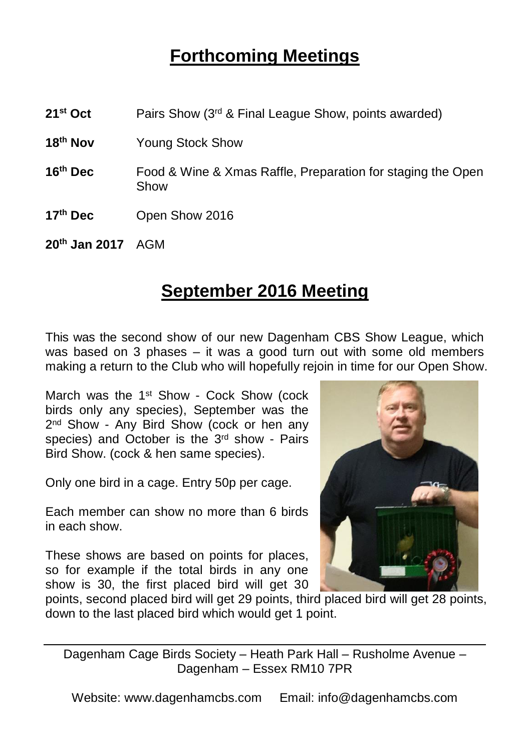## Forthcoming Meetings

| | |
|---|---|
| **21st Oct** | Pairs Show (3rd & Final League Show, points awarded) |
| **18th Nov** | Young Stock Show |
| **16th Dec** | Food & Wine & Xmas Raffle, Preparation for staging the Open Show |
| **17th Dec** | Open Show 2016 |
| **20th Jan 2017** | AGM |

## September 2016 Meeting

This was the second show of our new Dagenham CBS Show League, which was based on 3 phases – it was a good turn out with some old members making a return to the Club who will hopefully rejoin in time for our Open Show.

March was the 1st Show - Cock Show (cock birds only any species), September was the 2nd Show - Any Bird Show (cock or hen any species) and October is the 3rd show - Pairs Bird Show. (cock & hen same species).

Only one bird in a cage. Entry 50p per cage.

Each member can show no more than 6 birds in each show.

These shows are based on points for places, so for example if the total birds in any one show is 30, the first placed bird will get 30 points, second placed bird will get 29 points, third placed bird will get 28 points, down to the last placed bird which would get 1 point.

Dagenham Cage Birds Society – Heath Park Hall – Rusholme Avenue – Dagenham – Essex RM10 7PR

Website: www.dagenhamcbs.com Email: info@dagenhamcbs.com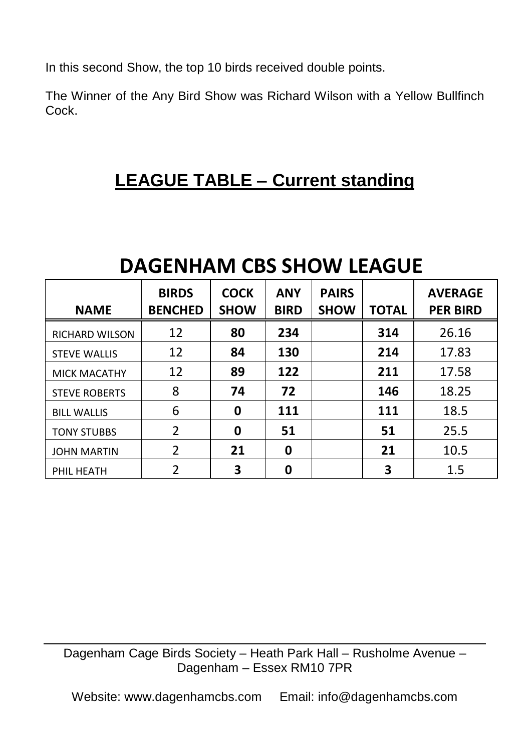In this second Show, the top 10 birds received double points.

The Winner of the Any Bird Show was Richard Wilson with a Yellow Bullfinch Cock.

## LEAGUE TABLE – Current standing

# DAGENHAM CBS SHOW LEAGUE

| NAME | BIRDS BENCHED | COCK SHOW | ANY BIRD | PAIRS SHOW | TOTAL | AVERAGE PER BIRD |
|---|---|---|---|---|---|---|
| RICHARD WILSON | 12 | **80** | **234** | | **314** | 26.16 |
| STEVE WALLIS | 12 | **84** | **130** | | **214** | 17.83 |
| MICK MACATHY | 12 | **89** | **122** | | **211** | 17.58 |
| STEVE ROBERTS | 8 | **74** | **72** | | **146** | 18.25 |
| BILL WALLIS | 6 | **0** | **111** | | **111** | 18.5 |
| TONY STUBBS | 2 | **0** | **51** | | **51** | 25.5 |
| JOHN MARTIN | 2 | **21** | **0** | | **21** | 10.5 |
| PHIL HEATH | 2 | **3** | **0** | | **3** | 1.5 |

Dagenham Cage Birds Society – Heath Park Hall – Rusholme Avenue – Dagenham – Essex RM10 7PR

Website: www.dagenhamcbs.com Email: info@dagenhamcbs.com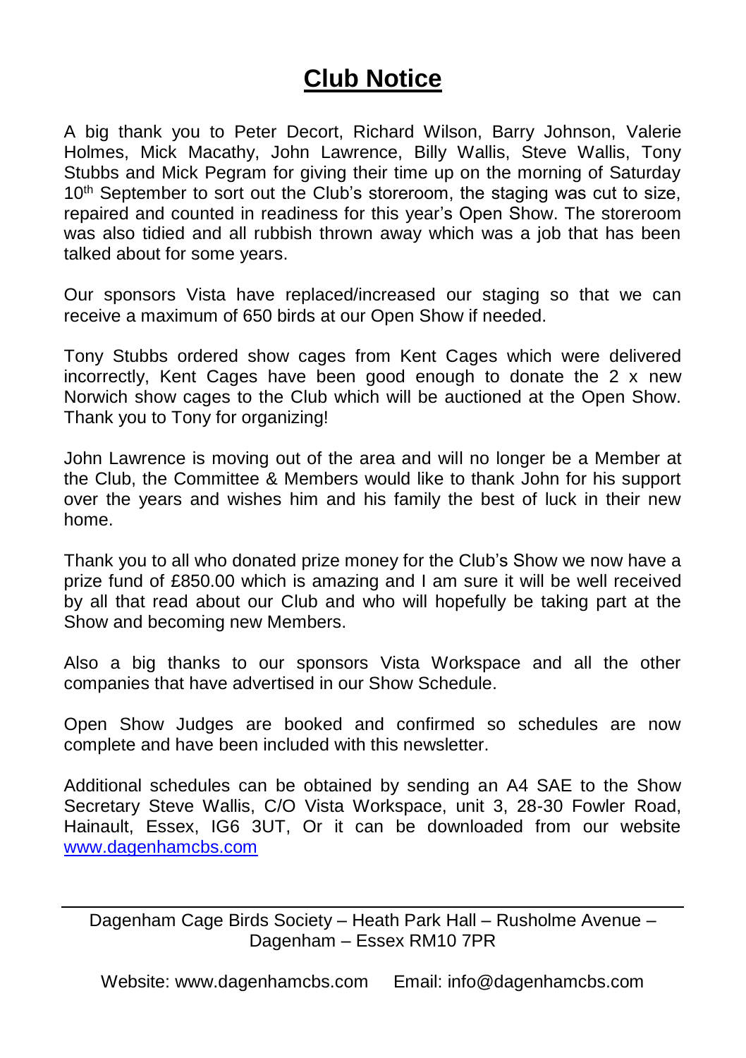# Club Notice

A big thank you to Peter Decort, Richard Wilson, Barry Johnson, Valerie Holmes, Mick Macathy, John Lawrence, Billy Wallis, Steve Wallis, Tony Stubbs and Mick Pegram for giving their time up on the morning of Saturday 10th September to sort out the Club's storeroom, the staging was cut to size, repaired and counted in readiness for this year's Open Show. The storeroom was also tidied and all rubbish thrown away which was a job that has been talked about for some years.

Our sponsors Vista have replaced/increased our staging so that we can receive a maximum of 650 birds at our Open Show if needed.

Tony Stubbs ordered show cages from Kent Cages which were delivered incorrectly, Kent Cages have been good enough to donate the 2 x new Norwich show cages to the Club which will be auctioned at the Open Show. Thank you to Tony for organizing!

John Lawrence is moving out of the area and will no longer be a Member at the Club, the Committee & Members would like to thank John for his support over the years and wishes him and his family the best of luck in their new home.

Thank you to all who donated prize money for the Club's Show we now have a prize fund of £850.00 which is amazing and I am sure it will be well received by all that read about our Club and who will hopefully be taking part at the Show and becoming new Members.

Also a big thanks to our sponsors Vista Workspace and all the other companies that have advertised in our Show Schedule.

Open Show Judges are booked and confirmed so schedules are now complete and have been included with this newsletter.

Additional schedules can be obtained by sending an A4 SAE to the Show Secretary Steve Wallis, C/O Vista Workspace, unit 3, 28-30 Fowler Road, Hainault, Essex, IG6 3UT, Or it can be downloaded from our website www.dagenhamcbs.com

---

Dagenham Cage Birds Society – Heath Park Hall – Rusholme Avenue – Dagenham – Essex RM10 7PR

Website: www.dagenhamcbs.com Email: info@dagenhamcbs.com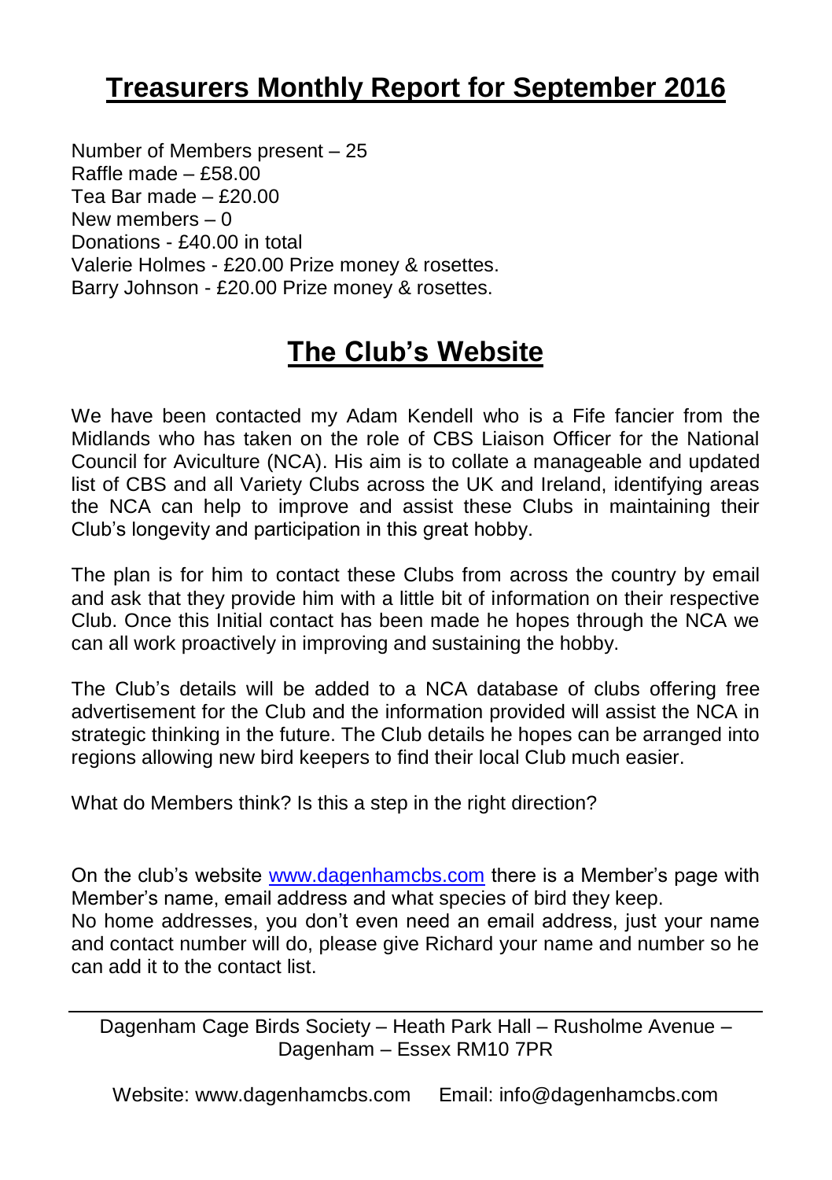# Treasurers Monthly Report for September 2016

Number of Members present – 25
Raffle made – £58.00
Tea Bar made – £20.00
New members – 0
Donations - £40.00 in total
Valerie Holmes - £20.00 Prize money & rosettes.
Barry Johnson - £20.00 Prize money & rosettes.

# The Club's Website

We have been contacted my Adam Kendell who is a Fife fancier from the Midlands who has taken on the role of CBS Liaison Officer for the National Council for Aviculture (NCA). His aim is to collate a manageable and updated list of CBS and all Variety Clubs across the UK and Ireland, identifying areas the NCA can help to improve and assist these Clubs in maintaining their Club's longevity and participation in this great hobby.

The plan is for him to contact these Clubs from across the country by email and ask that they provide him with a little bit of information on their respective Club. Once this Initial contact has been made he hopes through the NCA we can all work proactively in improving and sustaining the hobby.

The Club's details will be added to a NCA database of clubs offering free advertisement for the Club and the information provided will assist the NCA in strategic thinking in the future. The Club details he hopes can be arranged into regions allowing new bird keepers to find their local Club much easier.

What do Members think? Is this a step in the right direction?

On the club's website [www.dagenhamcbs.com](http://www.dagenhamcbs.com) there is a Member's page with Member's name, email address and what species of bird they keep.
No home addresses, you don't even need an email address, just your name and contact number will do, please give Richard your name and number so he can add it to the contact list.

Dagenham Cage Birds Society – Heath Park Hall – Rusholme Avenue – Dagenham – Essex RM10 7PR

Website: www.dagenhamcbs.com Email: info@dagenhamcbs.com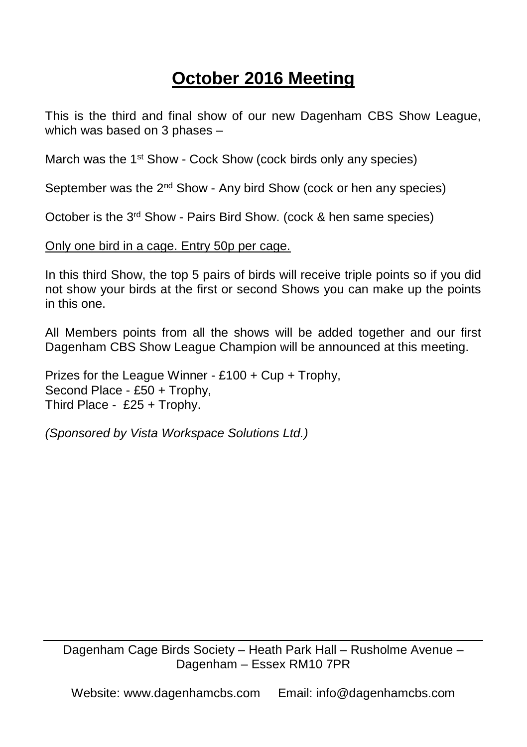# October 2016 Meeting

This is the third and final show of our new Dagenham CBS Show League, which was based on 3 phases –

March was the 1st Show - Cock Show (cock birds only any species)

September was the 2nd Show - Any bird Show (cock or hen any species)

October is the 3rd Show - Pairs Bird Show. (cock & hen same species)

<u>Only one bird in a cage. Entry 50p per cage.</u>

In this third Show, the top 5 pairs of birds will receive triple points so if you did not show your birds at the first or second Shows you can make up the points in this one.

All Members points from all the shows will be added together and our first Dagenham CBS Show League Champion will be announced at this meeting.

Prizes for the League Winner - £100 + Cup + Trophy,
Second Place - £50 + Trophy,
Third Place - £25 + Trophy.

*(Sponsored by Vista Workspace Solutions Ltd.)*

Dagenham Cage Birds Society – Heath Park Hall – Rusholme Avenue – Dagenham – Essex RM10 7PR

Website: www.dagenhamcbs.com Email: info@dagenhamcbs.com